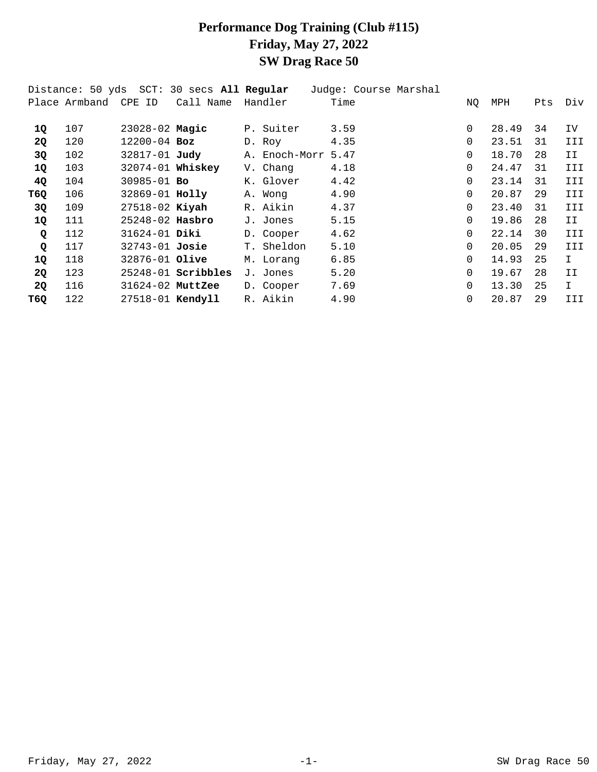# Performance Dog Training (Club #115)
## Friday, May 27, 2022
## SW Drag Race 50

Distance: 50 yds  SCT: 30 secs **All Regular**  Judge: Course Marshal

| Place | Armband | CPE ID | Call Name | Handler | Time | NQ | MPH | Pts | Div |
|---|---|---|---|---|---|---|---|---|---|
| **1Q** | 107 | 23028-02 | **Magic** | P. Suiter | 3.59 | 0 | 28.49 | 34 | IV |
| **2Q** | 120 | 12200-04 | **Boz** | D. Roy | 4.35 | 0 | 23.51 | 31 | III |
| **3Q** | 102 | 32817-01 | **Judy** | A. Enoch-Morr | 5.47 | 0 | 18.70 | 28 | II |
| **1Q** | 103 | 32074-01 | **Whiskey** | V. Chang | 4.18 | 0 | 24.47 | 31 | III |
| **4Q** | 104 | 30985-01 | **Bo** | K. Glover | 4.42 | 0 | 23.14 | 31 | III |
| **T6Q** | 106 | 32869-01 | **Holly** | A. Wong | 4.90 | 0 | 20.87 | 29 | III |
| **3Q** | 109 | 27518-02 | **Kiyah** | R. Aikin | 4.37 | 0 | 23.40 | 31 | III |
| **1Q** | 111 | 25248-02 | **Hasbro** | J. Jones | 5.15 | 0 | 19.86 | 28 | II |
| **Q** | 112 | 31624-01 | **Diki** | D. Cooper | 4.62 | 0 | 22.14 | 30 | III |
| **Q** | 117 | 32743-01 | **Josie** | T. Sheldon | 5.10 | 0 | 20.05 | 29 | III |
| **1Q** | 118 | 32876-01 | **Olive** | M. Lorang | 6.85 | 0 | 14.93 | 25 | I |
| **2Q** | 123 | 25248-01 | **Scribbles** | J. Jones | 5.20 | 0 | 19.67 | 28 | II |
| **2Q** | 116 | 31624-02 | **MuttZee** | D. Cooper | 7.69 | 0 | 13.30 | 25 | I |
| **T6Q** | 122 | 27518-01 | **Kendyll** | R. Aikin | 4.90 | 0 | 20.87 | 29 | III |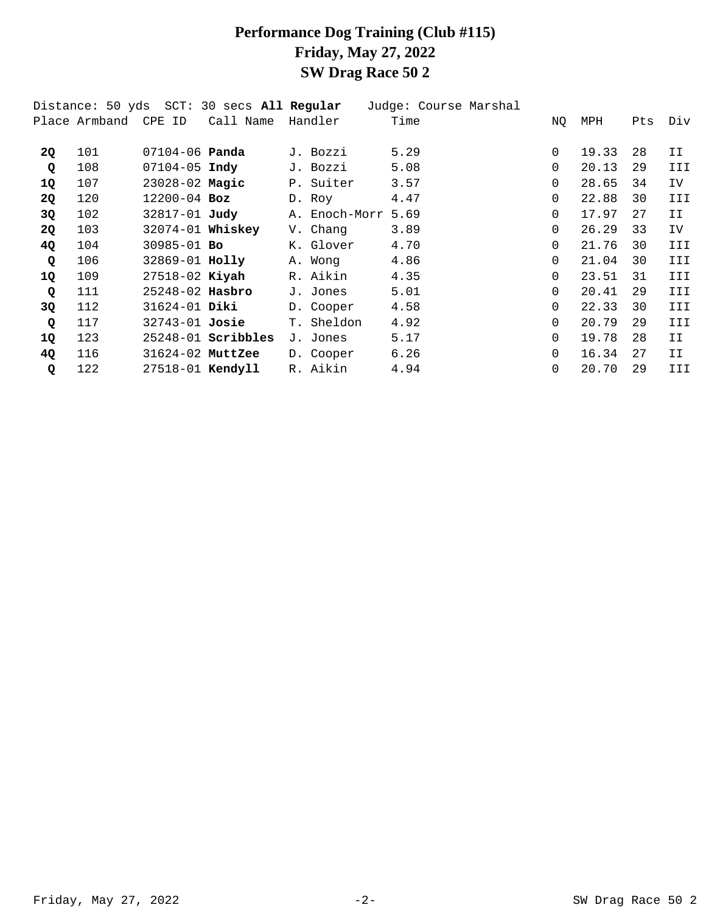# Performance Dog Training (Club #115)
# Friday, May 27, 2022
# SW Drag Race 50 2

Distance: 50 yds  SCT: 30 secs **All Regular**  Judge: Course Marshal

| Place | Armband | CPE ID | Call Name | Handler | Time | NQ | MPH | Pts | Div |
|---|---|---|---|---|---|---|---|---|---|
| **2Q** | 101 | 07104-06 | **Panda** | J. Bozzi | 5.29 | 0 | 19.33 | 28 | II |
| **Q** | 108 | 07104-05 | **Indy** | J. Bozzi | 5.08 | 0 | 20.13 | 29 | III |
| **1Q** | 107 | 23028-02 | **Magic** | P. Suiter | 3.57 | 0 | 28.65 | 34 | IV |
| **2Q** | 120 | 12200-04 | **Boz** | D. Roy | 4.47 | 0 | 22.88 | 30 | III |
| **3Q** | 102 | 32817-01 | **Judy** | A. Enoch-Morr | 5.69 | 0 | 17.97 | 27 | II |
| **2Q** | 103 | 32074-01 | **Whiskey** | V. Chang | 3.89 | 0 | 26.29 | 33 | IV |
| **4Q** | 104 | 30985-01 | **Bo** | K. Glover | 4.70 | 0 | 21.76 | 30 | III |
| **Q** | 106 | 32869-01 | **Holly** | A. Wong | 4.86 | 0 | 21.04 | 30 | III |
| **1Q** | 109 | 27518-02 | **Kiyah** | R. Aikin | 4.35 | 0 | 23.51 | 31 | III |
| **Q** | 111 | 25248-02 | **Hasbro** | J. Jones | 5.01 | 0 | 20.41 | 29 | III |
| **3Q** | 112 | 31624-01 | **Diki** | D. Cooper | 4.58 | 0 | 22.33 | 30 | III |
| **Q** | 117 | 32743-01 | **Josie** | T. Sheldon | 4.92 | 0 | 20.79 | 29 | III |
| **1Q** | 123 | 25248-01 | **Scribbles** | J. Jones | 5.17 | 0 | 19.78 | 28 | II |
| **4Q** | 116 | 31624-02 | **MuttZee** | D. Cooper | 6.26 | 0 | 16.34 | 27 | II |
| **Q** | 122 | 27518-01 | **Kendyll** | R. Aikin | 4.94 | 0 | 20.70 | 29 | III |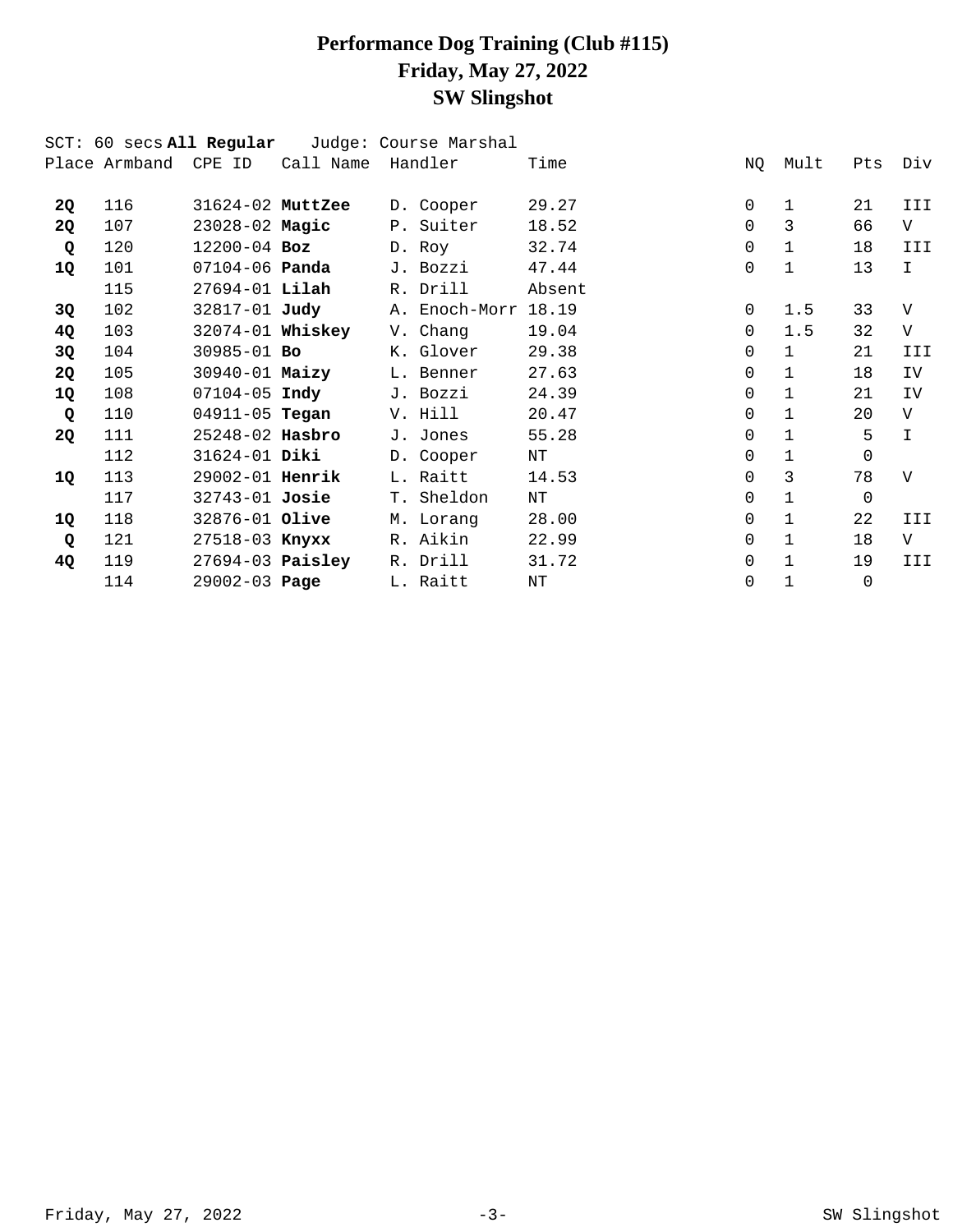# Performance Dog Training (Club #115)
# Friday, May 27, 2022
# SW Slingshot

SCT: 60 secs **All Regular** Judge: Course Marshal

| Place | Armband | CPE ID | Call Name | Handler | Time | NQ | Mult | Pts | Div |
|---|---|---|---|---|---|---|---|---|---|
| **2Q** | 116 | 31624-02 | **MuttZee** | D. Cooper | 29.27 | 0 | 1 | 21 | III |
| **2Q** | 107 | 23028-02 | **Magic** | P. Suiter | 18.52 | 0 | 3 | 66 | V |
| **Q** | 120 | 12200-04 | **Boz** | D. Roy | 32.74 | 0 | 1 | 18 | III |
| **1Q** | 101 | 07104-06 | **Panda** | J. Bozzi | 47.44 | 0 | 1 | 13 | I |
| | 115 | 27694-01 | **Lilah** | R. Drill | Absent | | | | |
| **3Q** | 102 | 32817-01 | **Judy** | A. Enoch-Morr | 18.19 | 0 | 1.5 | 33 | V |
| **4Q** | 103 | 32074-01 | **Whiskey** | V. Chang | 19.04 | 0 | 1.5 | 32 | V |
| **3Q** | 104 | 30985-01 | **Bo** | K. Glover | 29.38 | 0 | 1 | 21 | III |
| **2Q** | 105 | 30940-01 | **Maizy** | L. Benner | 27.63 | 0 | 1 | 18 | IV |
| **1Q** | 108 | 07104-05 | **Indy** | J. Bozzi | 24.39 | 0 | 1 | 21 | IV |
| **Q** | 110 | 04911-05 | **Tegan** | V. Hill | 20.47 | 0 | 1 | 20 | V |
| **2Q** | 111 | 25248-02 | **Hasbro** | J. Jones | 55.28 | 0 | 1 | 5 | I |
| | 112 | 31624-01 | **Diki** | D. Cooper | NT | 0 | 1 | 0 | |
| **1Q** | 113 | 29002-01 | **Henrik** | L. Raitt | 14.53 | 0 | 3 | 78 | V |
| | 117 | 32743-01 | **Josie** | T. Sheldon | NT | 0 | 1 | 0 | |
| **1Q** | 118 | 32876-01 | **Olive** | M. Lorang | 28.00 | 0 | 1 | 22 | III |
| **Q** | 121 | 27518-03 | **Knyxx** | R. Aikin | 22.99 | 0 | 1 | 18 | V |
| **4Q** | 119 | 27694-03 | **Paisley** | R. Drill | 31.72 | 0 | 1 | 19 | III |
| | 114 | 29002-03 | **Page** | L. Raitt | NT | 0 | 1 | 0 | |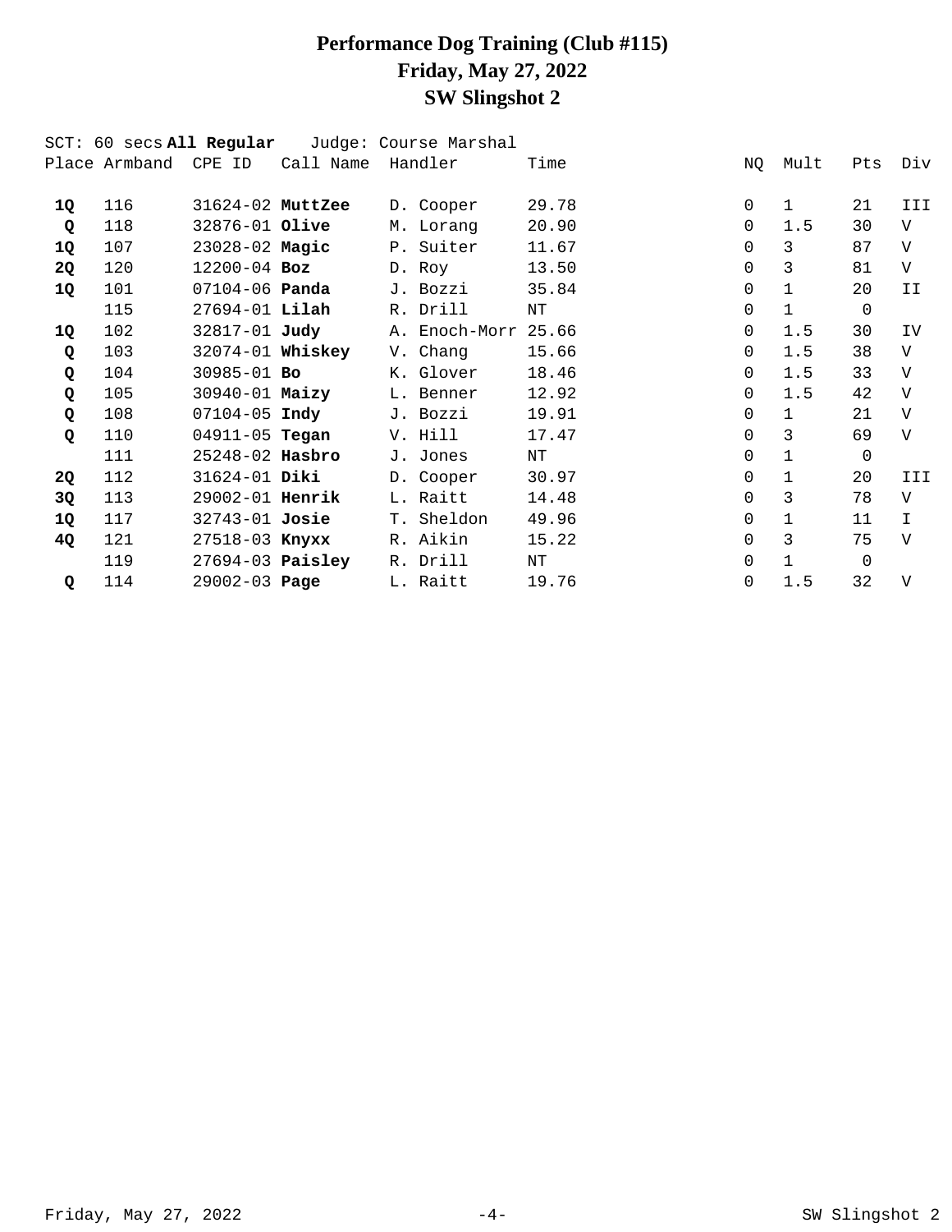# Performance Dog Training (Club #115)
## Friday, May 27, 2022
## SW Slingshot 2

SCT: 60 secs **All Regular** Judge: Course Marshal

| Place | Armband | CPE ID | Call Name | Handler | Time | NQ | Mult | Pts | Div |
|---|---|---|---|---|---|---|---|---|---|
| **1Q** | 116 | 31624-02 | **MuttZee** | D. Cooper | 29.78 | 0 | 1 | 21 | III |
| **Q** | 118 | 32876-01 | **Olive** | M. Lorang | 20.90 | 0 | 1.5 | 30 | V |
| **1Q** | 107 | 23028-02 | **Magic** | P. Suiter | 11.67 | 0 | 3 | 87 | V |
| **2Q** | 120 | 12200-04 | **Boz** | D. Roy | 13.50 | 0 | 3 | 81 | V |
| **1Q** | 101 | 07104-06 | **Panda** | J. Bozzi | 35.84 | 0 | 1 | 20 | II |
| | 115 | 27694-01 | **Lilah** | R. Drill | NT | 0 | 1 | 0 | |
| **1Q** | 102 | 32817-01 | **Judy** | A. Enoch-Morr | 25.66 | 0 | 1.5 | 30 | IV |
| **Q** | 103 | 32074-01 | **Whiskey** | V. Chang | 15.66 | 0 | 1.5 | 38 | V |
| **Q** | 104 | 30985-01 | **Bo** | K. Glover | 18.46 | 0 | 1.5 | 33 | V |
| **Q** | 105 | 30940-01 | **Maizy** | L. Benner | 12.92 | 0 | 1.5 | 42 | V |
| **Q** | 108 | 07104-05 | **Indy** | J. Bozzi | 19.91 | 0 | 1 | 21 | V |
| **Q** | 110 | 04911-05 | **Tegan** | V. Hill | 17.47 | 0 | 3 | 69 | V |
| | 111 | 25248-02 | **Hasbro** | J. Jones | NT | 0 | 1 | 0 | |
| **2Q** | 112 | 31624-01 | **Diki** | D. Cooper | 30.97 | 0 | 1 | 20 | III |
| **3Q** | 113 | 29002-01 | **Henrik** | L. Raitt | 14.48 | 0 | 3 | 78 | V |
| **1Q** | 117 | 32743-01 | **Josie** | T. Sheldon | 49.96 | 0 | 1 | 11 | I |
| **4Q** | 121 | 27518-03 | **Knyxx** | R. Aikin | 15.22 | 0 | 3 | 75 | V |
| | 119 | 27694-03 | **Paisley** | R. Drill | NT | 0 | 1 | 0 | |
| **Q** | 114 | 29002-03 | **Page** | L. Raitt | 19.76 | 0 | 1.5 | 32 | V |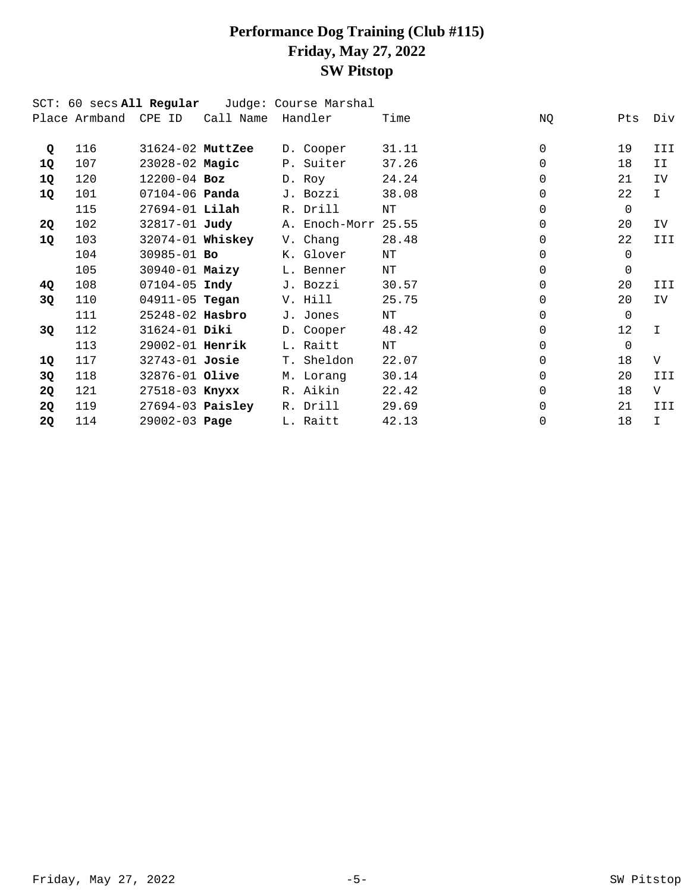# Performance Dog Training (Club #115)
## Friday, May 27, 2022
## SW Pitstop

SCT: 60 secs **All Regular** Judge: Course Marshal

| Place | Armband | CPE ID | Call Name | Handler | Time | NQ | Pts | Div |
|---|---|---|---|---|---|---|---|---|
| **Q** | 116 | 31624-02 | **MuttZee** | D. Cooper | 31.11 | 0 | 19 | III |
| **1Q** | 107 | 23028-02 | **Magic** | P. Suiter | 37.26 | 0 | 18 | II |
| **1Q** | 120 | 12200-04 | **Boz** | D. Roy | 24.24 | 0 | 21 | IV |
| **1Q** | 101 | 07104-06 | **Panda** | J. Bozzi | 38.08 | 0 | 22 | I |
| | 115 | 27694-01 | **Lilah** | R. Drill | NT | 0 | 0 | |
| **2Q** | 102 | 32817-01 | **Judy** | A. Enoch-Morr | 25.55 | 0 | 20 | IV |
| **1Q** | 103 | 32074-01 | **Whiskey** | V. Chang | 28.48 | 0 | 22 | III |
| | 104 | 30985-01 | **Bo** | K. Glover | NT | 0 | 0 | |
| | 105 | 30940-01 | **Maizy** | L. Benner | NT | 0 | 0 | |
| **4Q** | 108 | 07104-05 | **Indy** | J. Bozzi | 30.57 | 0 | 20 | III |
| **3Q** | 110 | 04911-05 | **Tegan** | V. Hill | 25.75 | 0 | 20 | IV |
| | 111 | 25248-02 | **Hasbro** | J. Jones | NT | 0 | 0 | |
| **3Q** | 112 | 31624-01 | **Diki** | D. Cooper | 48.42 | 0 | 12 | I |
| | 113 | 29002-01 | **Henrik** | L. Raitt | NT | 0 | 0 | |
| **1Q** | 117 | 32743-01 | **Josie** | T. Sheldon | 22.07 | 0 | 18 | V |
| **3Q** | 118 | 32876-01 | **Olive** | M. Lorang | 30.14 | 0 | 20 | III |
| **2Q** | 121 | 27518-03 | **Knyxx** | R. Aikin | 22.42 | 0 | 18 | V |
| **2Q** | 119 | 27694-03 | **Paisley** | R. Drill | 29.69 | 0 | 21 | III |
| **2Q** | 114 | 29002-03 | **Page** | L. Raitt | 42.13 | 0 | 18 | I |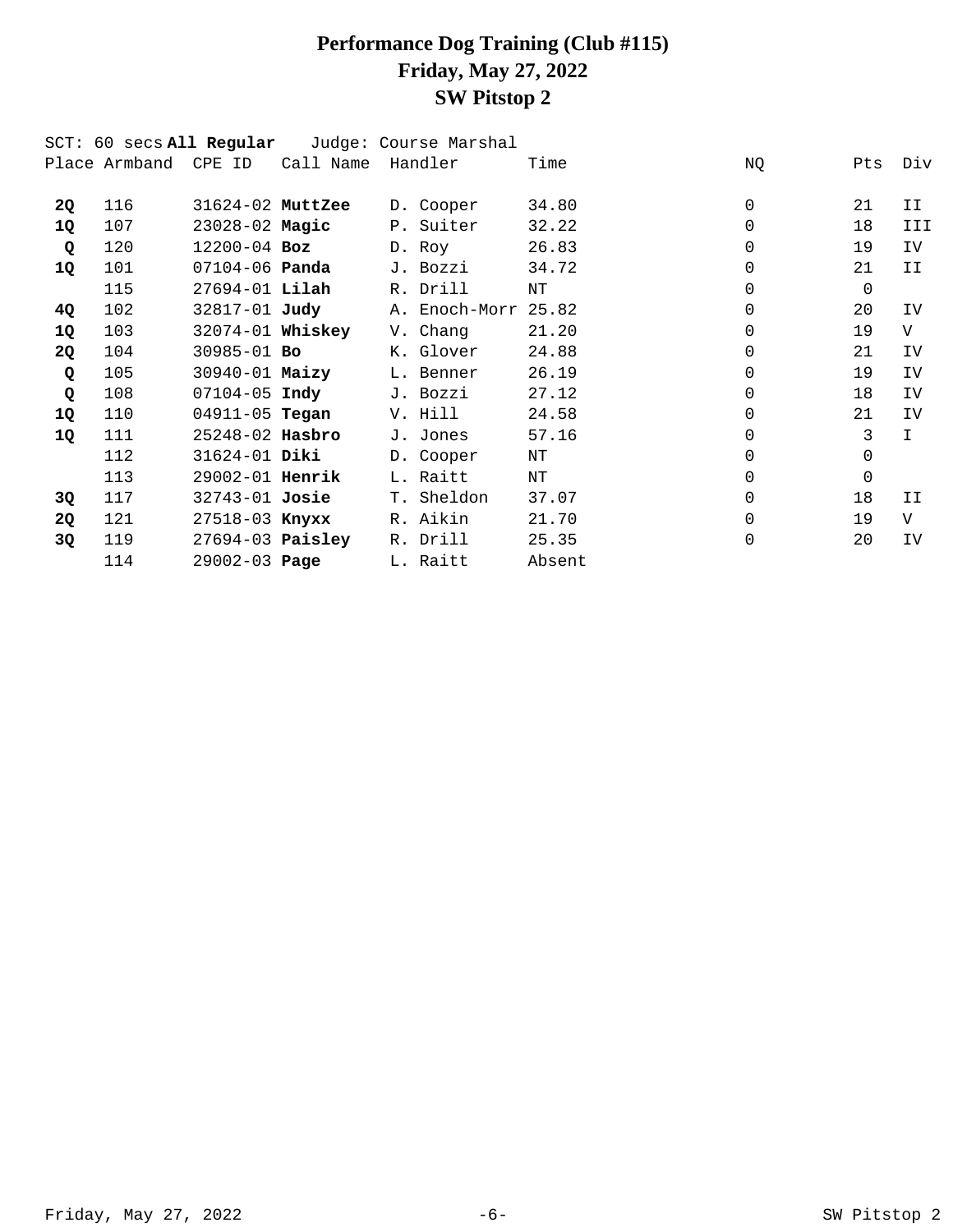# Performance Dog Training (Club #115)
# Friday, May 27, 2022
# SW Pitstop 2

SCT: 60 secs **All Regular** Judge: Course Marshal

| Place | Armband | CPE ID | Call Name | Handler | Time | NQ | Pts | Div |
|---|---|---|---|---|---|---|---|---|
| **2Q** | 116 | 31624-02 | **MuttZee** | D. Cooper | 34.80 | 0 | 21 | II |
| **1Q** | 107 | 23028-02 | **Magic** | P. Suiter | 32.22 | 0 | 18 | III |
| **Q** | 120 | 12200-04 | **Boz** | D. Roy | 26.83 | 0 | 19 | IV |
| **1Q** | 101 | 07104-06 | **Panda** | J. Bozzi | 34.72 | 0 | 21 | II |
| | 115 | 27694-01 | **Lilah** | R. Drill | NT | 0 | 0 | |
| **4Q** | 102 | 32817-01 | **Judy** | A. Enoch-Morr | 25.82 | 0 | 20 | IV |
| **1Q** | 103 | 32074-01 | **Whiskey** | V. Chang | 21.20 | 0 | 19 | V |
| **2Q** | 104 | 30985-01 | **Bo** | K. Glover | 24.88 | 0 | 21 | IV |
| **Q** | 105 | 30940-01 | **Maizy** | L. Benner | 26.19 | 0 | 19 | IV |
| **Q** | 108 | 07104-05 | **Indy** | J. Bozzi | 27.12 | 0 | 18 | IV |
| **1Q** | 110 | 04911-05 | **Tegan** | V. Hill | 24.58 | 0 | 21 | IV |
| **1Q** | 111 | 25248-02 | **Hasbro** | J. Jones | 57.16 | 0 | 3 | I |
| | 112 | 31624-01 | **Diki** | D. Cooper | NT | 0 | 0 | |
| | 113 | 29002-01 | **Henrik** | L. Raitt | NT | 0 | 0 | |
| **3Q** | 117 | 32743-01 | **Josie** | T. Sheldon | 37.07 | 0 | 18 | II |
| **2Q** | 121 | 27518-03 | **Knyxx** | R. Aikin | 21.70 | 0 | 19 | V |
| **3Q** | 119 | 27694-03 | **Paisley** | R. Drill | 25.35 | 0 | 20 | IV |
| | 114 | 29002-03 | **Page** | L. Raitt | Absent | | | |